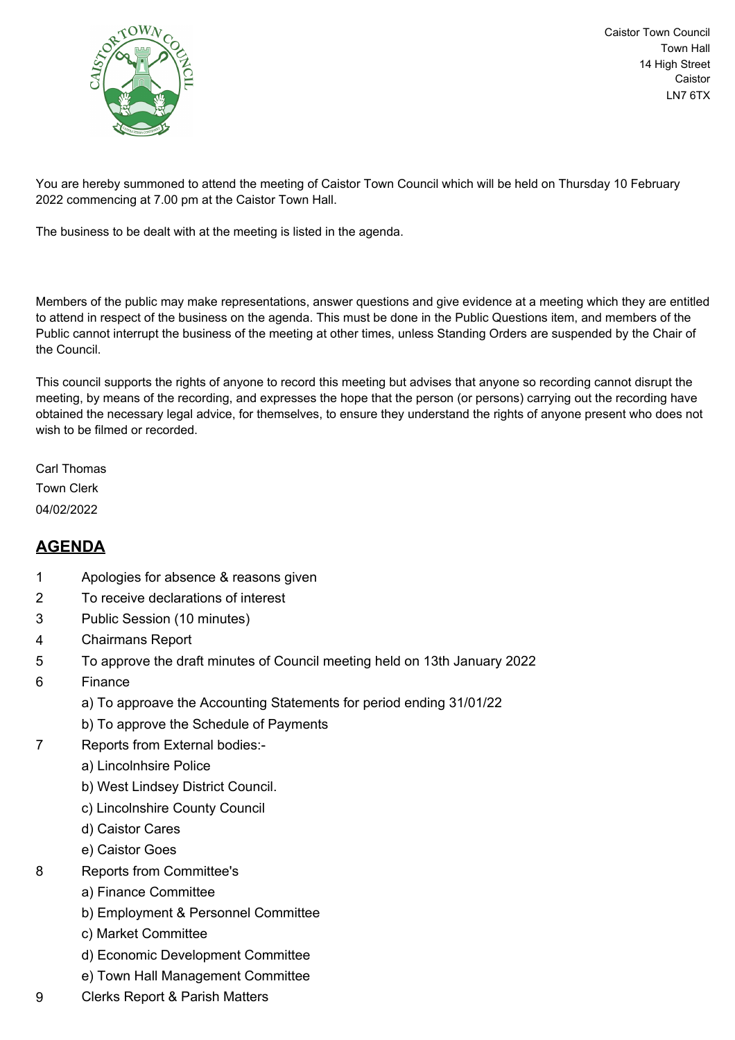Caistor Town Council
Town Hall
14 High Street
Caistor
LN7 6TX

You are hereby summoned to attend the meeting of Caistor Town Council which will be held on Thursday 10 February 2022 commencing at 7.00 pm at the Caistor Town Hall.

The business to be dealt with at the meeting is listed in the agenda.

Members of the public may make representations, answer questions and give evidence at a meeting which they are entitled to attend in respect of the business on the agenda. This must be done in the Public Questions item, and members of the Public cannot interrupt the business of the meeting at other times, unless Standing Orders are suspended by the Chair of the Council.

This council supports the rights of anyone to record this meeting but advises that anyone so recording cannot disrupt the meeting, by means of the recording, and expresses the hope that the person (or persons) carrying out the recording have obtained the necessary legal advice, for themselves, to ensure they understand the rights of anyone present who does not wish to be filmed or recorded.

Carl Thomas
Town Clerk
04/02/2022

## AGENDA

1 Apologies for absence & reasons given

2 To receive declarations of interest

3 Public Session (10 minutes)

4 Chairmans Report

5 To approve the draft minutes of Council meeting held on 13th January 2022

6 Finance
   a) To approave the Accounting Statements for period ending 31/01/22
   b) To approve the Schedule of Payments

7 Reports from External bodies:-
   a) Lincolnhsire Police
   b) West Lindsey District Council.
   c) Lincolnshire County Council
   d) Caistor Cares
   e) Caistor Goes

8 Reports from Committee's
   a) Finance Committee
   b) Employment & Personnel Committee
   c) Market Committee
   d) Economic Development Committee
   e) Town Hall Management Committee

9 Clerks Report & Parish Matters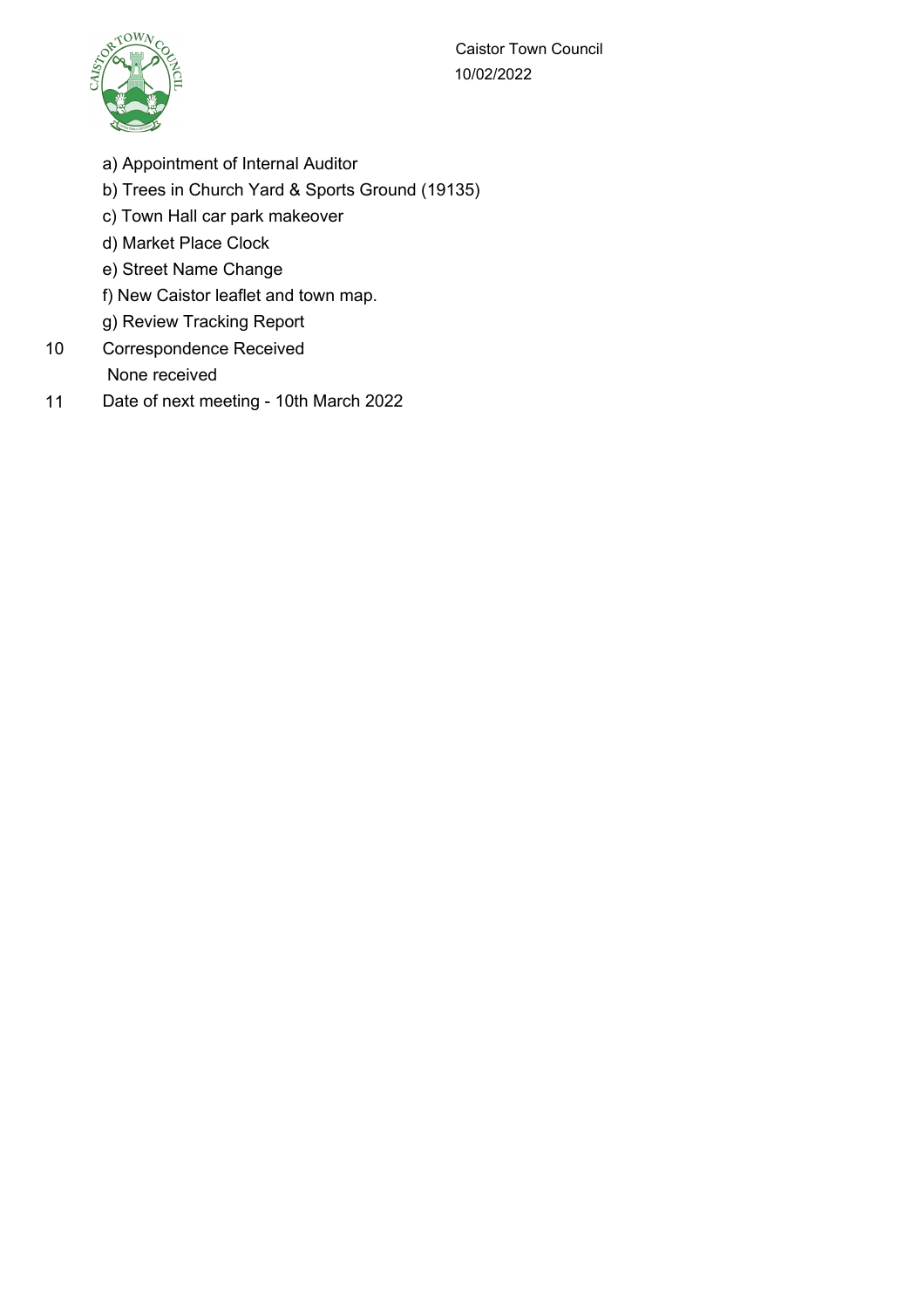a) Appointment of Internal Auditor

b) Trees in Church Yard & Sports Ground (19135)

c) Town Hall car park makeover

d) Market Place Clock

e) Street Name Change

f) New Caistor leaflet and town map.

g) Review Tracking Report

10 Correspondence Received

None received

11 Date of next meeting - 10th March 2022